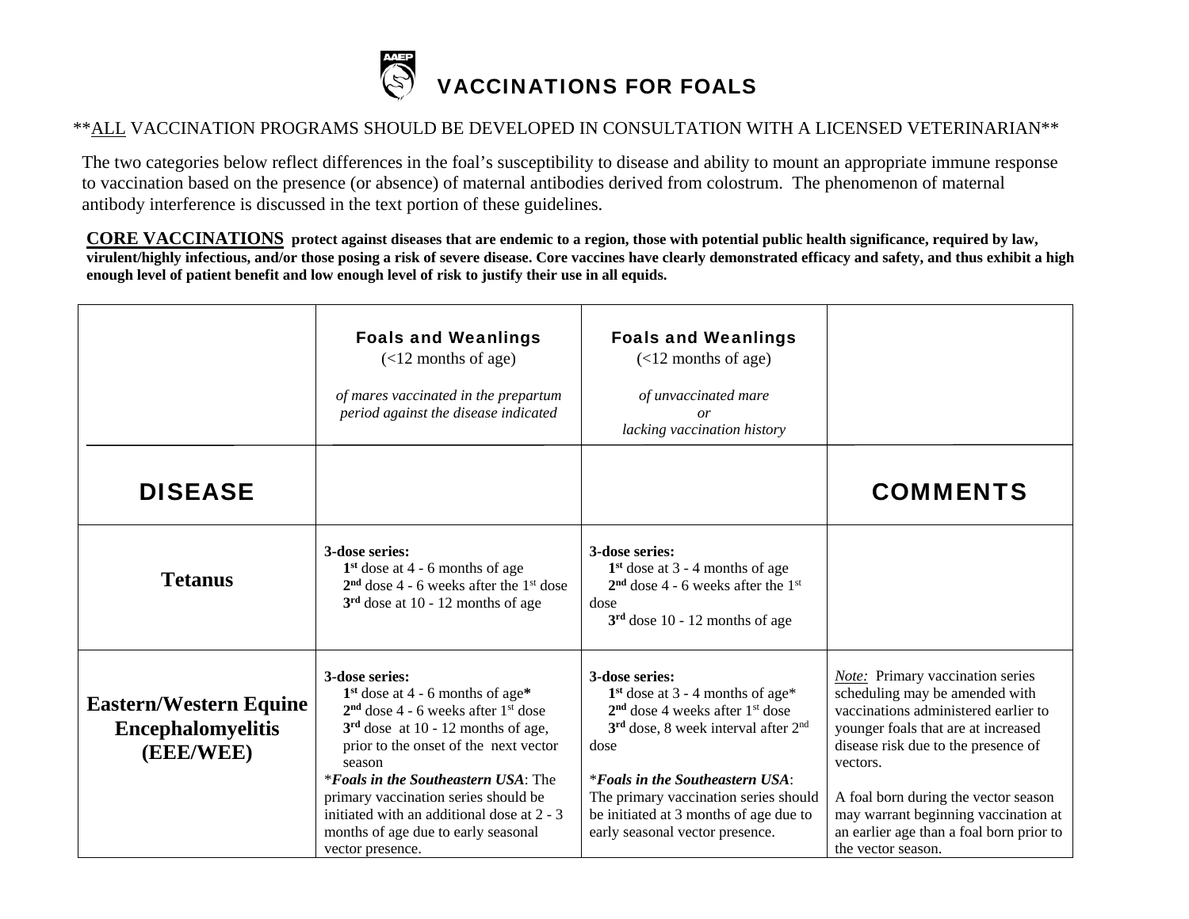# VACCINATIONS FOR FOALS

\*\*<u>ALL</u> VACCINATION PROGRAMS SHOULD BE DEVELOPED IN CONSULTATION WITH A LICENSED VETERINARIAN\*\*

The two categories below reflect differences in the foal's susceptibility to disease and ability to mount an appropriate immune response to vaccination based on the presence (or absence) of maternal antibodies derived from colostrum. The phenomenon of maternal antibody interference is discussed in the text portion of these guidelines.

**<u>CORE VACCINATIONS</u> protect against diseases that are endemic to a region, those with potential public health significance, required by law, virulent/highly infectious, and/or those posing a risk of severe disease. Core vaccines have clearly demonstrated efficacy and safety, and thus exhibit a high enough level of patient benefit and low enough level of risk to justify their use in all equids.**

| DISEASE | **Foals and Weanlings** (<12 months of age)<br>*of mares vaccinated in the prepartum period against the disease indicated* | **Foals and Weanlings** (<12 months of age)<br>*of unvaccinated mare or lacking vaccination history* | COMMENTS |
|---|---|---|---|
| **Tetanus** | **3-dose series:**<br>**1st** dose at 4 - 6 months of age<br>**2nd** dose 4 - 6 weeks after the 1st dose<br>**3rd** dose at 10 - 12 months of age | **3-dose series:**<br>**1st** dose at 3 - 4 months of age<br>**2nd** dose 4 - 6 weeks after the 1st dose<br>**3rd** dose 10 - 12 months of age | |
| **Eastern/Western Equine Encephalomyelitis (EEE/WEE)** | **3-dose series:**<br>**1st** dose at 4 - 6 months of age**\***<br>**2nd** dose 4 - 6 weeks after 1st dose<br>**3rd** dose at 10 - 12 months of age, prior to the onset of the next vector season<br>\****Foals in the Southeastern USA***: The primary vaccination series should be initiated with an additional dose at 2 - 3 months of age due to early seasonal vector presence. | **3-dose series:**<br>**1st** dose at 3 - 4 months of age\*<br>**2nd** dose 4 weeks after 1st dose<br>**3rd** dose, 8 week interval after 2nd dose<br>\****Foals in the Southeastern USA***: The primary vaccination series should be initiated at 3 months of age due to early seasonal vector presence. | *<u>Note:</u>* Primary vaccination series scheduling may be amended with vaccinations administered earlier to younger foals that are at increased disease risk due to the presence of vectors.<br>A foal born during the vector season may warrant beginning vaccination at an earlier age than a foal born prior to the vector season. |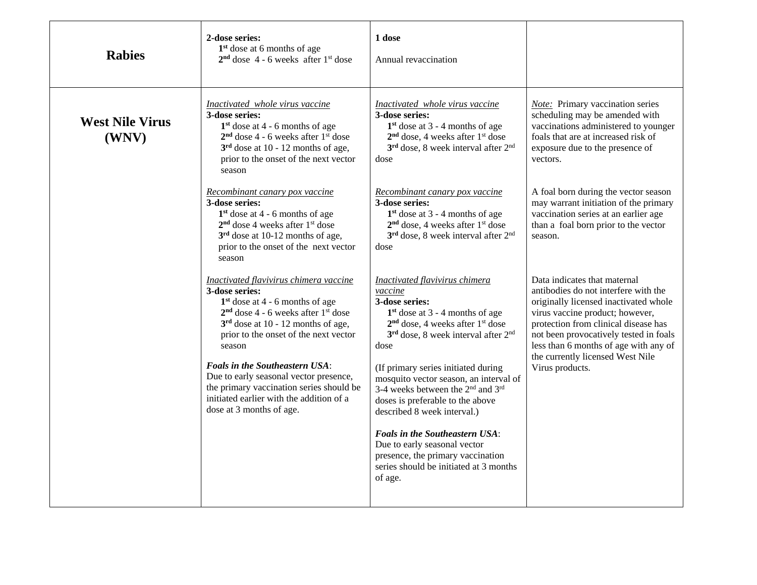| | | | |
|---|---|---|---|
| **Rabies** | **2-dose series:**<br>**1st** dose at 6 months of age<br>**2nd** dose 4 - 6 weeks after 1st dose | **1 dose**<br><br>Annual revaccination | |
| **West Nile Virus (WNV)** | *Inactivated whole virus vaccine*<br>**3-dose series:**<br>**1st** dose at 4 - 6 months of age<br>**2nd** dose 4 - 6 weeks after 1st dose<br>**3rd** dose at 10 - 12 months of age, prior to the onset of the next vector season<br><br>*Recombinant canary pox vaccine*<br>**3-dose series:**<br>**1st** dose at 4 - 6 months of age<br>**2nd** dose 4 weeks after 1st dose<br>**3rd** dose at 10-12 months of age, prior to the onset of the next vector season<br><br>*Inactivated flavivirus chimera vaccine*<br>**3-dose series:**<br>**1st** dose at 4 - 6 months of age<br>**2nd** dose 4 - 6 weeks after 1st dose<br>**3rd** dose at 10 - 12 months of age, prior to the onset of the next vector season<br><br>***Foals in the Southeastern USA***:<br>Due to early seasonal vector presence, the primary vaccination series should be initiated earlier with the addition of a dose at 3 months of age. | *Inactivated whole virus vaccine*<br>**3-dose series:**<br>**1st** dose at 3 - 4 months of age<br>**2nd** dose, 4 weeks after 1st dose<br>**3rd** dose, 8 week interval after 2nd dose<br><br>*Recombinant canary pox vaccine*<br>**3-dose series:**<br>**1st** dose at 3 - 4 months of age<br>**2nd** dose, 4 weeks after 1st dose<br>**3rd** dose, 8 week interval after 2nd dose<br><br>*Inactivated flavivirus chimera vaccine*<br>**3-dose series:**<br>**1st** dose at 3 - 4 months of age<br>**2nd** dose, 4 weeks after 1st dose<br>**3rd** dose, 8 week interval after 2nd dose<br><br>(If primary series initiated during mosquito vector season, an interval of 3-4 weeks between the 2nd and 3rd doses is preferable to the above described 8 week interval.)<br><br>***Foals in the Southeastern USA***:<br>Due to early seasonal vector presence, the primary vaccination series should be initiated at 3 months of age. | *Note:* Primary vaccination series scheduling may be amended with vaccinations administered to younger foals that are at increased risk of exposure due to the presence of vectors.<br><br>A foal born during the vector season may warrant initiation of the primary vaccination series at an earlier age than a foal born prior to the vector season.<br><br>Data indicates that maternal antibodies do not interfere with the originally licensed inactivated whole virus vaccine product; however, protection from clinical disease has not been provocatively tested in foals less than 6 months of age with any of the currently licensed West Nile Virus products. |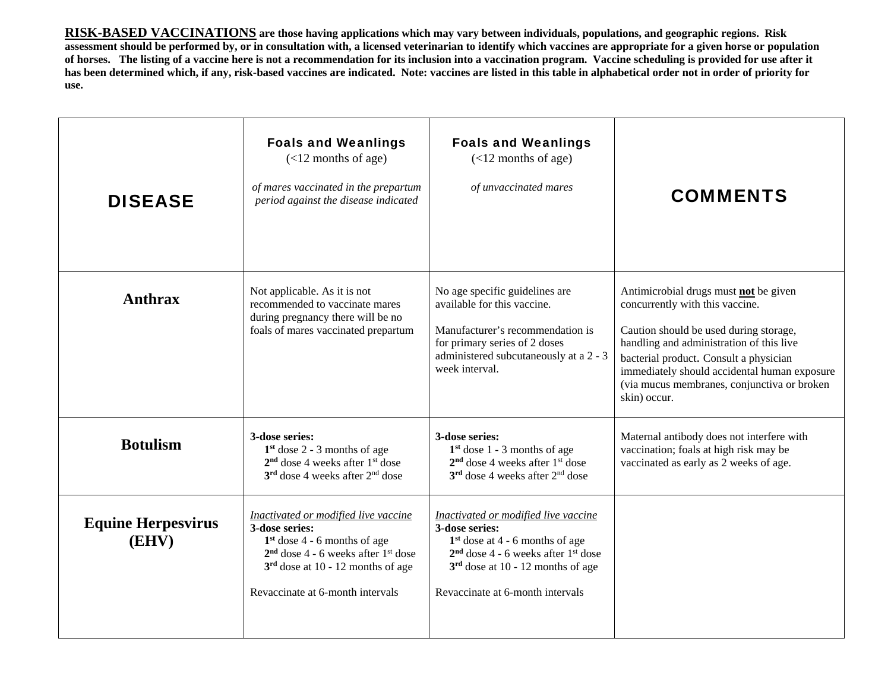**RISK-BASED VACCINATIONS are those having applications which may vary between individuals, populations, and geographic regions. Risk assessment should be performed by, or in consultation with, a licensed veterinarian to identify which vaccines are appropriate for a given horse or population of horses. The listing of a vaccine here is not a recommendation for its inclusion into a vaccination program. Vaccine scheduling is provided for use after it has been determined which, if any, risk-based vaccines are indicated. Note: vaccines are listed in this table in alphabetical order not in order of priority for use.**

| DISEASE | Foals and Weanlings (<12 months of age) *of mares vaccinated in the prepartum period against the disease indicated* | Foals and Weanlings (<12 months of age) *of unvaccinated mares* | COMMENTS |
|---|---|---|---|
| **Anthrax** | Not applicable. As it is not recommended to vaccinate mares during pregnancy there will be no foals of mares vaccinated prepartum | No age specific guidelines are available for this vaccine.<br><br>Manufacturer's recommendation is for primary series of 2 doses administered subcutaneously at a 2 - 3 week interval. | Antimicrobial drugs must **not** be given concurrently with this vaccine.<br><br>Caution should be used during storage, handling and administration of this live bacterial product. Consult a physician immediately should accidental human exposure (via mucus membranes, conjunctiva or broken skin) occur. |
| **Botulism** | **3-dose series:**<br>**1st** dose 2 - 3 months of age<br>**2nd** dose 4 weeks after 1st dose<br>**3rd** dose 4 weeks after 2nd dose | **3-dose series:**<br>**1st** dose 1 - 3 months of age<br>**2nd** dose 4 weeks after 1st dose<br>**3rd** dose 4 weeks after 2nd dose | Maternal antibody does not interfere with vaccination; foals at high risk may be vaccinated as early as 2 weeks of age. |
| **Equine Herpesvirus (EHV)** | *Inactivated or modified live vaccine*<br>**3-dose series:**<br>**1st** dose 4 - 6 months of age<br>**2nd** dose 4 - 6 weeks after 1st dose<br>**3rd** dose at 10 - 12 months of age<br><br>Revaccinate at 6-month intervals | *Inactivated or modified live vaccine*<br>**3-dose series:**<br>**1st** dose at 4 - 6 months of age<br>**2nd** dose 4 - 6 weeks after 1st dose<br>**3rd** dose at 10 - 12 months of age<br><br>Revaccinate at 6-month intervals | |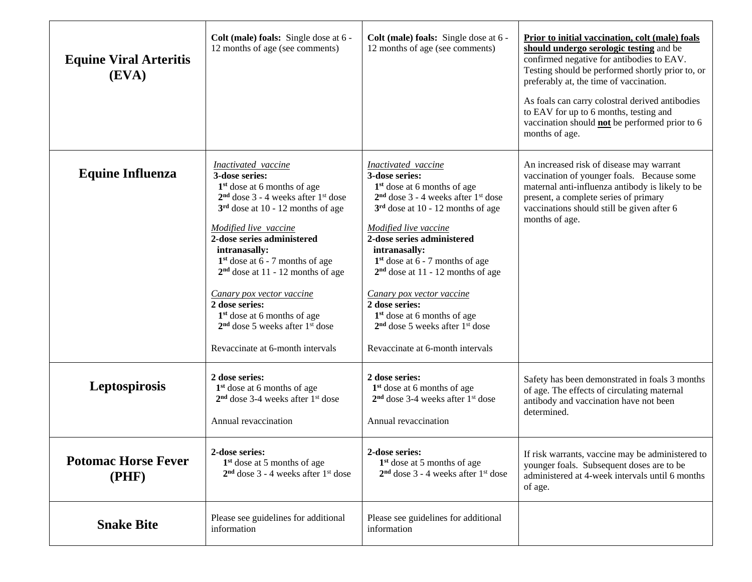| | | | |
|---|---|---|---|
| **Equine Viral Arteritis (EVA)** | **Colt (male) foals:** Single dose at 6 - 12 months of age (see comments) | **Colt (male) foals:** Single dose at 6 - 12 months of age (see comments) | **Prior to initial vaccination, colt (male) foals should undergo serologic testing** and be confirmed negative for antibodies to EAV. Testing should be performed shortly prior to, or preferably at, the time of vaccination.<br><br>As foals can carry colostral derived antibodies to EAV for up to 6 months, testing and vaccination should **not** be performed prior to 6 months of age. |
| **Equine Influenza** | *Inactivated vaccine*<br>**3-dose series:**<br>**1st** dose at 6 months of age<br>**2nd** dose 3 - 4 weeks after 1st dose<br>**3rd** dose at 10 - 12 months of age<br><br>*Modified live vaccine*<br>**2-dose series administered intranasally:**<br>**1st** dose at 6 - 7 months of age<br>**2nd** dose at 11 - 12 months of age<br><br>*Canary pox vector vaccine*<br>**2 dose series:**<br>**1st** dose at 6 months of age<br>**2nd** dose 5 weeks after 1st dose<br><br>Revaccinate at 6-month intervals | *Inactivated vaccine*<br>**3-dose series:**<br>**1st** dose at 6 months of age<br>**2nd** dose 3 - 4 weeks after 1st dose<br>**3rd** dose at 10 - 12 months of age<br><br>*Modified live vaccine*<br>**2-dose series administered intranasally:**<br>**1st** dose at 6 - 7 months of age<br>**2nd** dose at 11 - 12 months of age<br><br>*Canary pox vector vaccine*<br>**2 dose series:**<br>**1st** dose at 6 months of age<br>**2nd** dose 5 weeks after 1st dose<br><br>Revaccinate at 6-month intervals | An increased risk of disease may warrant vaccination of younger foals. Because some maternal anti-influenza antibody is likely to be present, a complete series of primary vaccinations should still be given after 6 months of age. |
| **Leptospirosis** | **2 dose series:**<br>**1st** dose at 6 months of age<br>**2nd** dose 3-4 weeks after 1st dose<br><br>Annual revaccination | **2 dose series:**<br>**1st** dose at 6 months of age<br>**2nd** dose 3-4 weeks after 1st dose<br><br>Annual revaccination | Safety has been demonstrated in foals 3 months of age. The effects of circulating maternal antibody and vaccination have not been determined. |
| **Potomac Horse Fever (PHF)** | **2-dose series:**<br>**1st** dose at 5 months of age<br>**2nd** dose 3 - 4 weeks after 1st dose | **2-dose series:**<br>**1st** dose at 5 months of age<br>**2nd** dose 3 - 4 weeks after 1st dose | If risk warrants, vaccine may be administered to younger foals. Subsequent doses are to be administered at 4-week intervals until 6 months of age. |
| **Snake Bite** | Please see guidelines for additional information | Please see guidelines for additional information | |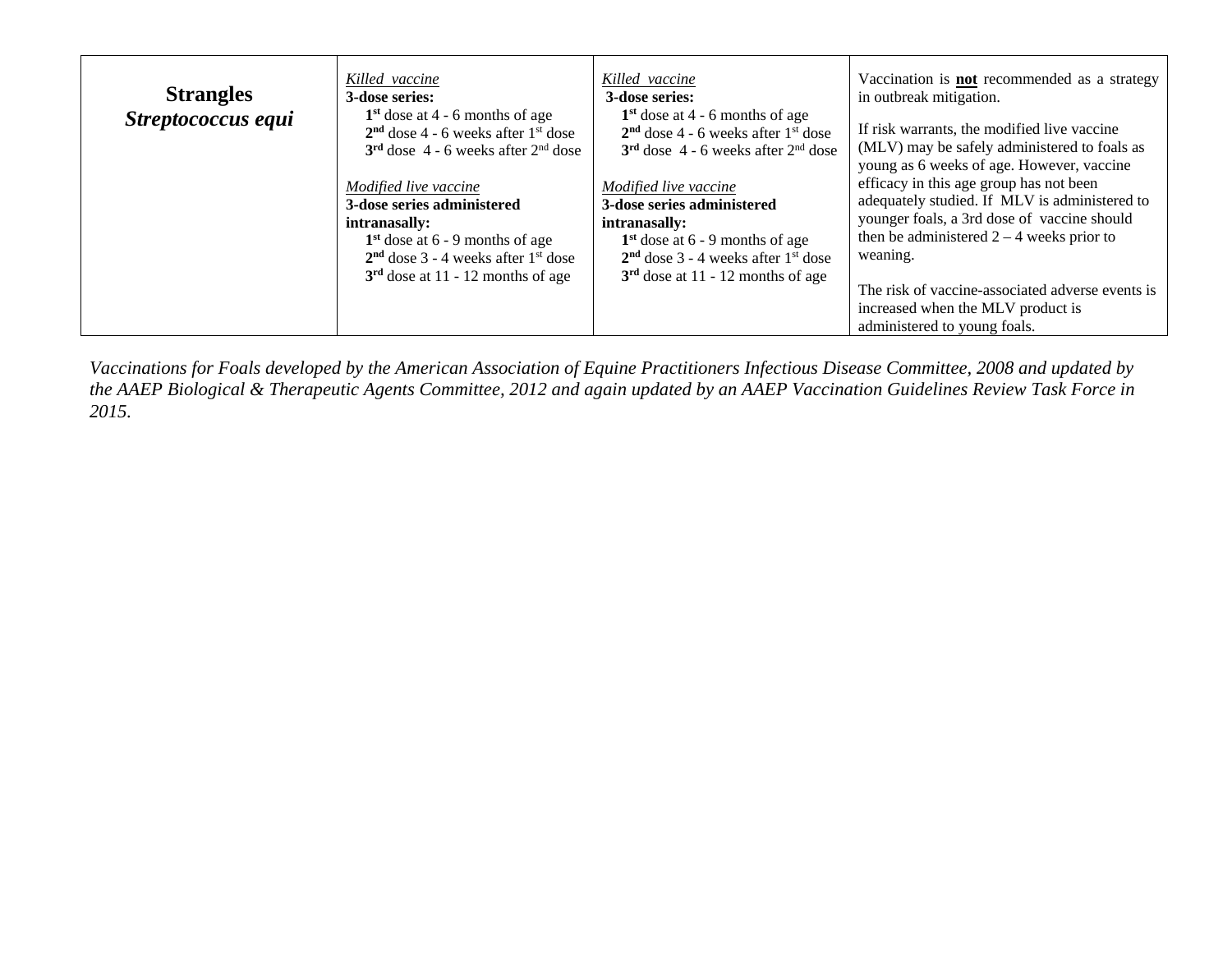| | | | |
|---|---|---|---|
| **Strangles** ***Streptococcus equi*** | *Killed vaccine* **3-dose series:** **1st** dose at 4 - 6 months of age **2nd** dose 4 - 6 weeks after 1st dose **3rd** dose 4 - 6 weeks after 2nd dose *Modified live vaccine* **3-dose series administered intranasally:** **1st** dose at 6 - 9 months of age **2nd** dose 3 - 4 weeks after 1st dose **3rd** dose at 11 - 12 months of age | *Killed vaccine* **3-dose series:** **1st** dose at 4 - 6 months of age **2nd** dose 4 - 6 weeks after 1st dose **3rd** dose 4 - 6 weeks after 2nd dose *Modified live vaccine* **3-dose series administered intranasally:** **1st** dose at 6 - 9 months of age **2nd** dose 3 - 4 weeks after 1st dose **3rd** dose at 11 - 12 months of age | Vaccination is **not** recommended as a strategy in outbreak mitigation. If risk warrants, the modified live vaccine (MLV) may be safely administered to foals as young as 6 weeks of age. However, vaccine efficacy in this age group has not been adequately studied. If MLV is administered to younger foals, a 3rd dose of vaccine should then be administered 2 – 4 weeks prior to weaning. The risk of vaccine-associated adverse events is increased when the MLV product is administered to young foals. |

*Vaccinations for Foals developed by the American Association of Equine Practitioners Infectious Disease Committee, 2008 and updated by the AAEP Biological & Therapeutic Agents Committee, 2012 and again updated by an AAEP Vaccination Guidelines Review Task Force in 2015*.